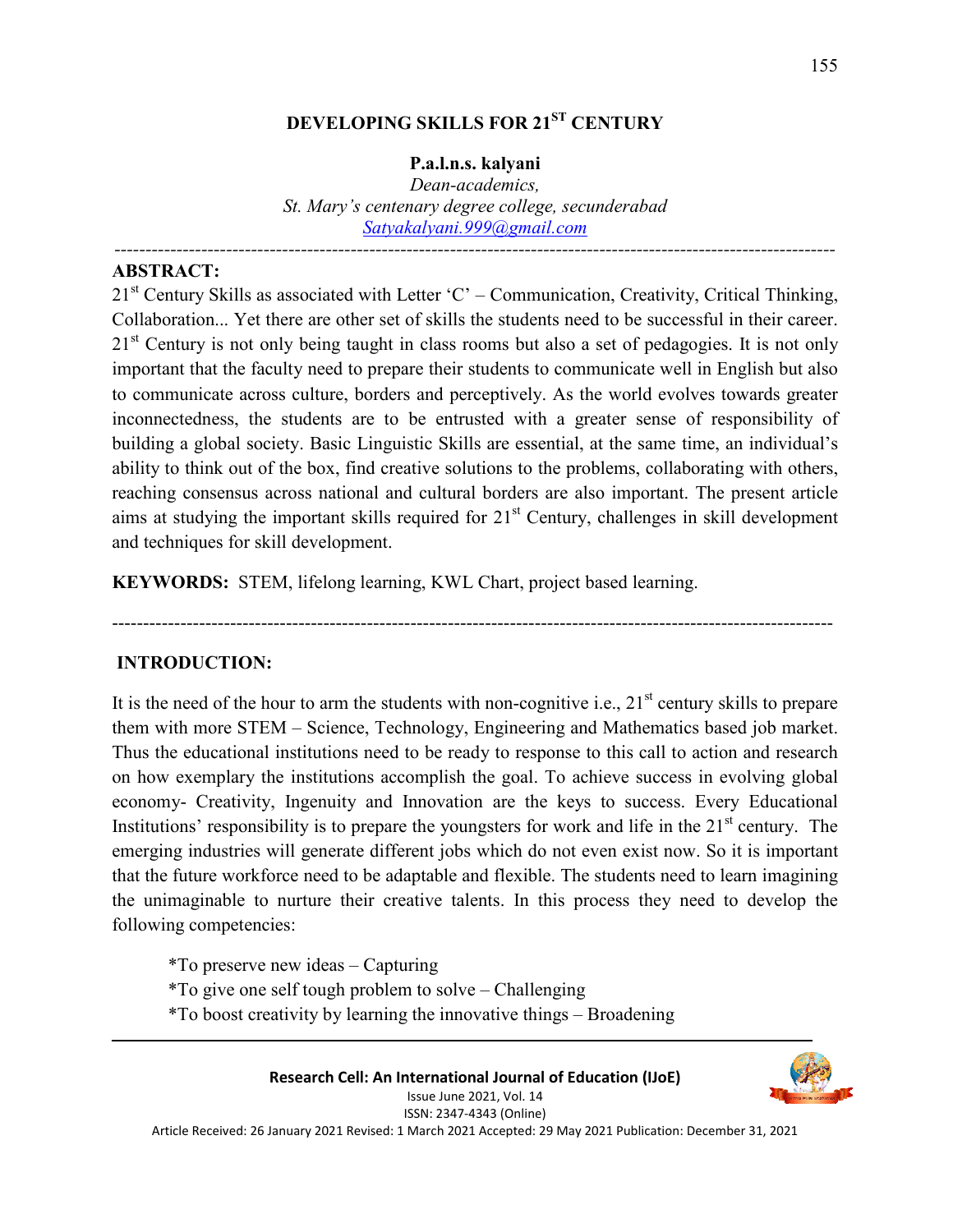# DEVELOPING SKILLS FOR 21ST CENTURY

**P.a.l.n.s. kalyani**

*Dean-academics,*
*St. Mary's centenary degree college, secunderabad*
[Satyakalyani.999@gmail.com](mailto:Satyakalyani.999@gmail.com)

---

**ABSTRACT:**

21st Century Skills as associated with Letter 'C' – Communication, Creativity, Critical Thinking, Collaboration... Yet there are other set of skills the students need to be successful in their career. 21st Century is not only being taught in class rooms but also a set of pedagogies. It is not only important that the faculty need to prepare their students to communicate well in English but also to communicate across culture, borders and perceptively. As the world evolves towards greater inconnectedness, the students are to be entrusted with a greater sense of responsibility of building a global society. Basic Linguistic Skills are essential, at the same time, an individual's ability to think out of the box, find creative solutions to the problems, collaborating with others, reaching consensus across national and cultural borders are also important. The present article aims at studying the important skills required for 21st Century, challenges in skill development and techniques for skill development.

**KEYWORDS:** STEM, lifelong learning, KWL Chart, project based learning.

---

## INTRODUCTION:

It is the need of the hour to arm the students with non-cognitive i.e., 21st century skills to prepare them with more STEM – Science, Technology, Engineering and Mathematics based job market. Thus the educational institutions need to be ready to response to this call to action and research on how exemplary the institutions accomplish the goal. To achieve success in evolving global economy- Creativity, Ingenuity and Innovation are the keys to success. Every Educational Institutions' responsibility is to prepare the youngsters for work and life in the 21st century. The emerging industries will generate different jobs which do not even exist now. So it is important that the future workforce need to be adaptable and flexible. The students need to learn imagining the unimaginable to nurture their creative talents. In this process they need to develop the following competencies:

*To preserve new ideas – Capturing
*To give one self tough problem to solve – Challenging
*To boost creativity by learning the innovative things – Broadening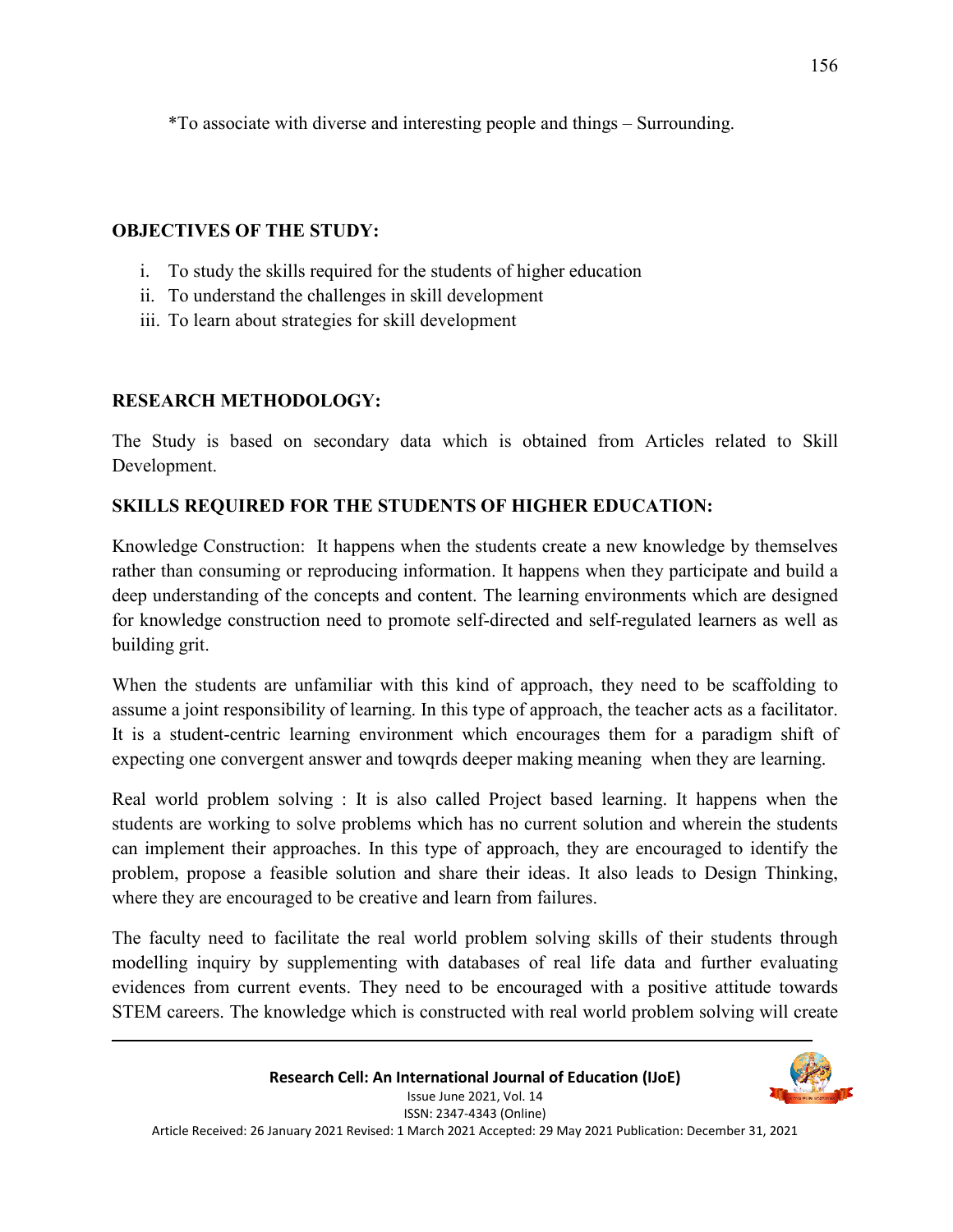*To associate with diverse and interesting people and things – Surrounding.

## OBJECTIVES OF THE STUDY:

i. To study the skills required for the students of higher education
ii. To understand the challenges in skill development
iii. To learn about strategies for skill development

## RESEARCH METHODOLOGY:

The Study is based on secondary data which is obtained from Articles related to Skill Development.

## SKILLS REQUIRED FOR THE STUDENTS OF HIGHER EDUCATION:

Knowledge Construction: It happens when the students create a new knowledge by themselves rather than consuming or reproducing information. It happens when they participate and build a deep understanding of the concepts and content. The learning environments which are designed for knowledge construction need to promote self-directed and self-regulated learners as well as building grit.

When the students are unfamiliar with this kind of approach, they need to be scaffolding to assume a joint responsibility of learning. In this type of approach, the teacher acts as a facilitator. It is a student-centric learning environment which encourages them for a paradigm shift of expecting one convergent answer and towqrds deeper making meaning when they are learning.

Real world problem solving : It is also called Project based learning. It happens when the students are working to solve problems which has no current solution and wherein the students can implement their approaches. In this type of approach, they are encouraged to identify the problem, propose a feasible solution and share their ideas. It also leads to Design Thinking, where they are encouraged to be creative and learn from failures.

The faculty need to facilitate the real world problem solving skills of their students through modelling inquiry by supplementing with databases of real life data and further evaluating evidences from current events. They need to be encouraged with a positive attitude towards STEM careers. The knowledge which is constructed with real world problem solving will create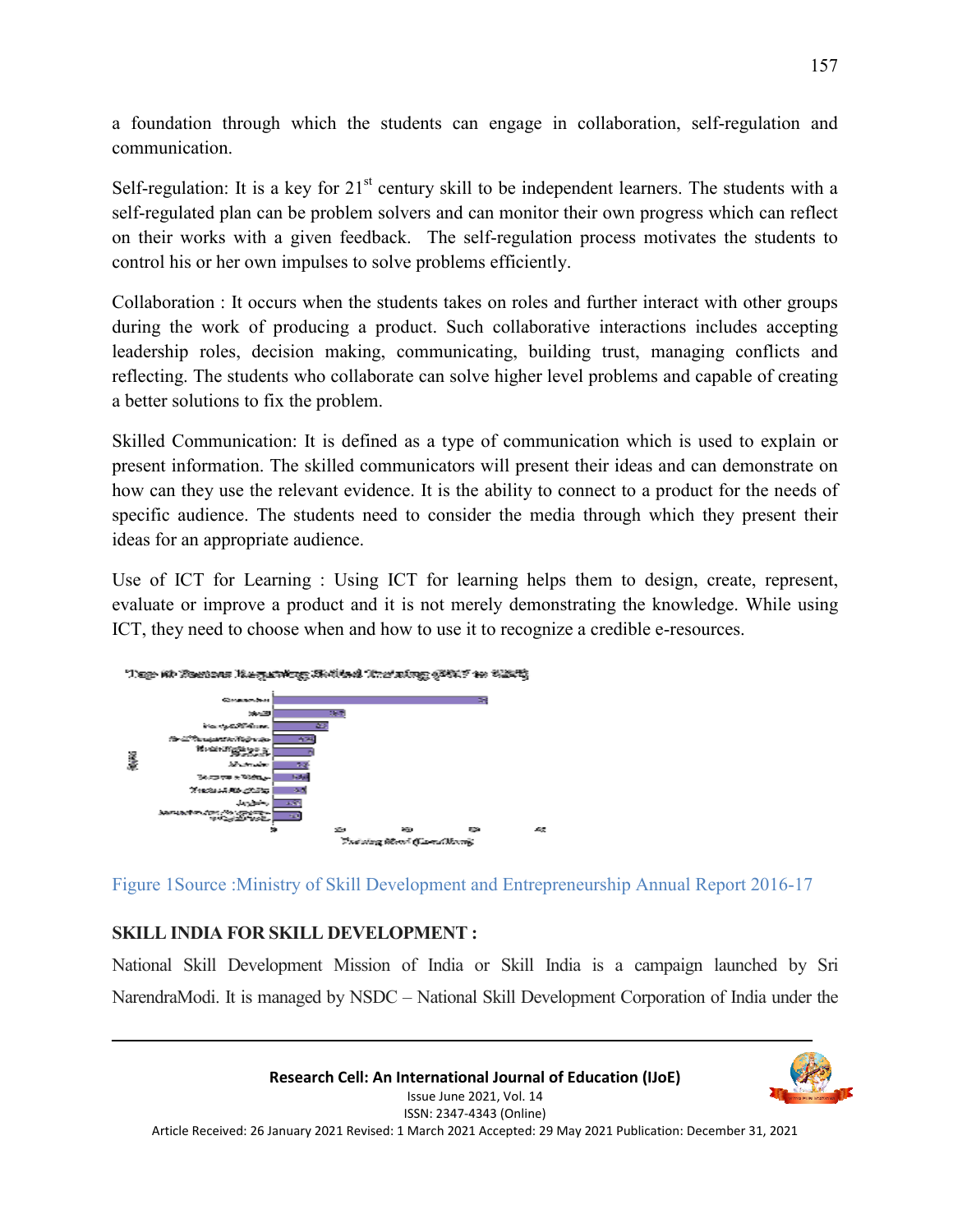a foundation through which the students can engage in collaboration, self-regulation and communication.

Self-regulation: It is a key for 21st century skill to be independent learners. The students with a self-regulated plan can be problem solvers and can monitor their own progress which can reflect on their works with a given feedback. The self-regulation process motivates the students to control his or her own impulses to solve problems efficiently.

Collaboration : It occurs when the students takes on roles and further interact with other groups during the work of producing a product. Such collaborative interactions includes accepting leadership roles, decision making, communicating, building trust, managing conflicts and reflecting. The students who collaborate can solve higher level problems and capable of creating a better solutions to fix the problem.

Skilled Communication: It is defined as a type of communication which is used to explain or present information. The skilled communicators will present their ideas and can demonstrate on how can they use the relevant evidence. It is the ability to connect to a product for the needs of specific audience. The students need to consider the media through which they present their ideas for an appropriate audience.

Use of ICT for Learning : Using ICT for learning helps them to design, create, represent, evaluate or improve a product and it is not merely demonstrating the knowledge. While using ICT, they need to choose when and how to use it to recognize a credible e-resources.

Figure 1Source :Ministry of Skill Development and Entrepreneurship Annual Report 2016-17

## SKILL INDIA FOR SKILL DEVELOPMENT :

National Skill Development Mission of India or Skill India is a campaign launched by Sri NarendraModi. It is managed by NSDC – National Skill Development Corporation of India under the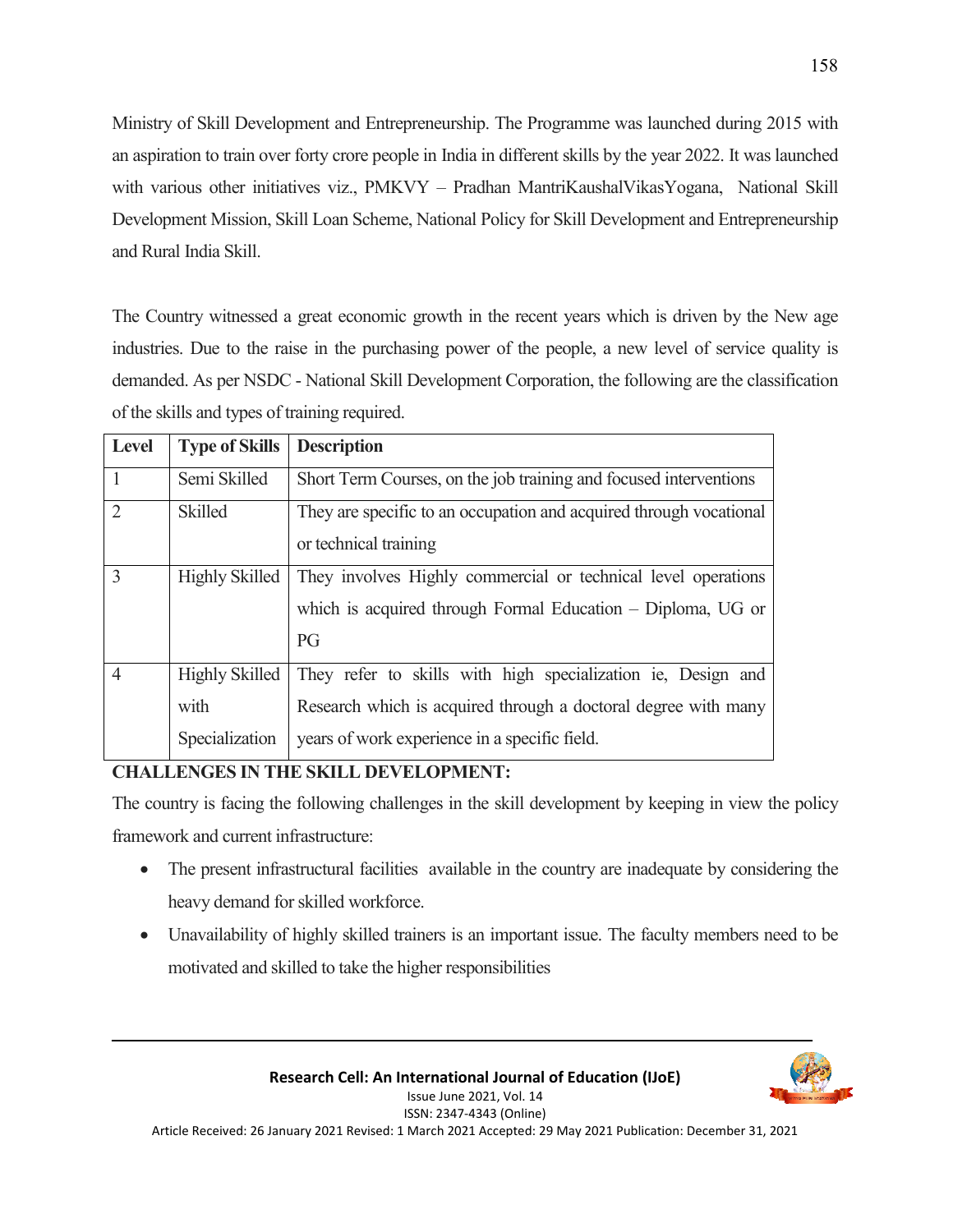Ministry of Skill Development and Entrepreneurship. The Programme was launched during 2015 with an aspiration to train over forty crore people in India in different skills by the year 2022. It was launched with various other initiatives viz., PMKVY – Pradhan MantriKaushalVikasYogana, National Skill Development Mission, Skill Loan Scheme, National Policy for Skill Development and Entrepreneurship and Rural India Skill.

The Country witnessed a great economic growth in the recent years which is driven by the New age industries. Due to the raise in the purchasing power of the people, a new level of service quality is demanded. As per NSDC - National Skill Development Corporation, the following are the classification of the skills and types of training required.

| Level | Type of Skills | Description |
|---|---|---|
| 1 | Semi Skilled | Short Term Courses, on the job training and focused interventions |
| 2 | Skilled | They are specific to an occupation and acquired through vocational or technical training |
| 3 | Highly Skilled | They involves Highly commercial or technical level operations which is acquired through Formal Education – Diploma, UG or PG |
| 4 | Highly Skilled with Specialization | They refer to skills with high specialization ie, Design and Research which is acquired through a doctoral degree with many years of work experience in a specific field. |

**CHALLENGES IN THE SKILL DEVELOPMENT:**

The country is facing the following challenges in the skill development by keeping in view the policy framework and current infrastructure:

- The present infrastructural facilities available in the country are inadequate by considering the heavy demand for skilled workforce.
- Unavailability of highly skilled trainers is an important issue. The faculty members need to be motivated and skilled to take the higher responsibilities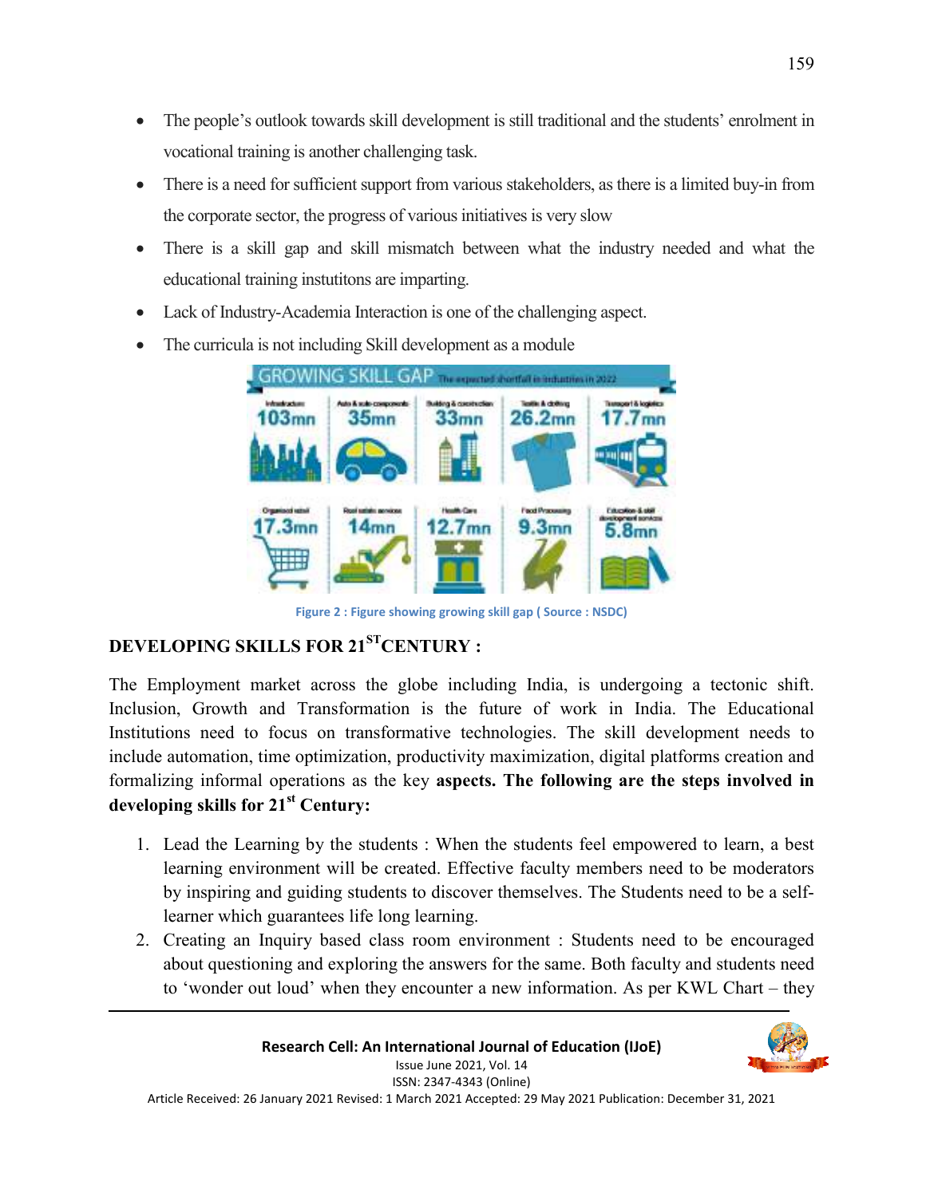- The people's outlook towards skill development is still traditional and the students' enrolment in vocational training is another challenging task.
- There is a need for sufficient support from various stakeholders, as there is a limited buy-in from the corporate sector, the progress of various initiatives is very slow
- There is a skill gap and skill mismatch between what the industry needed and what the educational training institutions are imparting.
- Lack of Industry-Academia Interaction is one of the challenging aspect.
- The curricula is not including Skill development as a module

Figure 2 : Figure showing growing skill gap ( Source : NSDC)

## DEVELOPING SKILLS FOR 21$^{ST}$CENTURY :

The Employment market across the globe including India, is undergoing a tectonic shift. Inclusion, Growth and Transformation is the future of work in India. The Educational Institutions need to focus on transformative technologies. The skill development needs to include automation, time optimization, productivity maximization, digital platforms creation and formalizing informal operations as the key **aspects. The following are the steps involved in developing skills for 21$^{st}$ Century:**

1. Lead the Learning by the students : When the students feel empowered to learn, a best learning environment will be created. Effective faculty members need to be moderators by inspiring and guiding students to discover themselves. The Students need to be a self-learner which guarantees life long learning.
2. Creating an Inquiry based class room environment : Students need to be encouraged about questioning and exploring the answers for the same. Both faculty and students need to 'wonder out loud' when they encounter a new information. As per KWL Chart – they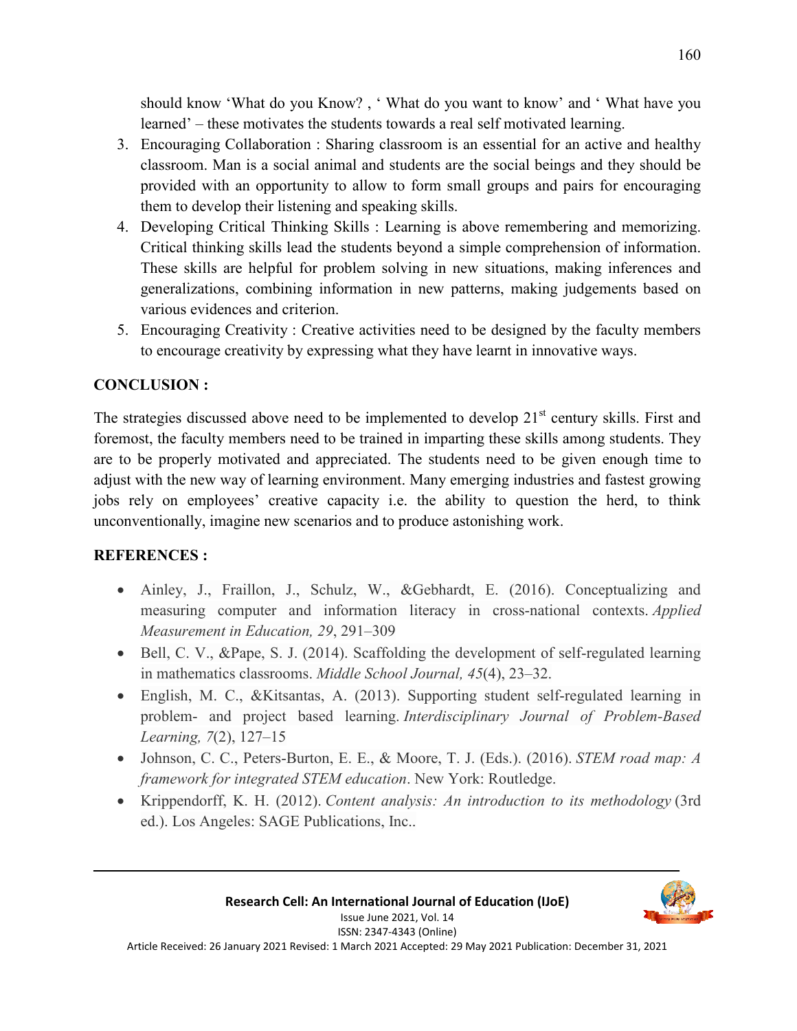should know 'What do you Know? , ' What do you want to know' and ' What have you learned' – these motivates the students towards a real self motivated learning.

3. Encouraging Collaboration : Sharing classroom is an essential for an active and healthy classroom. Man is a social animal and students are the social beings and they should be provided with an opportunity to allow to form small groups and pairs for encouraging them to develop their listening and speaking skills.
4. Developing Critical Thinking Skills : Learning is above remembering and memorizing. Critical thinking skills lead the students beyond a simple comprehension of information. These skills are helpful for problem solving in new situations, making inferences and generalizations, combining information in new patterns, making judgements based on various evidences and criterion.
5. Encouraging Creativity : Creative activities need to be designed by the faculty members to encourage creativity by expressing what they have learnt in innovative ways.

## CONCLUSION :

The strategies discussed above need to be implemented to develop 21st century skills. First and foremost, the faculty members need to be trained in imparting these skills among students. They are to be properly motivated and appreciated. The students need to be given enough time to adjust with the new way of learning environment. Many emerging industries and fastest growing jobs rely on employees' creative capacity i.e. the ability to question the herd, to think unconventionally, imagine new scenarios and to produce astonishing work.

## REFERENCES :

- Ainley, J., Fraillon, J., Schulz, W., &Gebhardt, E. (2016). Conceptualizing and measuring computer and information literacy in cross-national contexts. *Applied Measurement in Education, 29*, 291–309
- Bell, C. V., &Pape, S. J. (2014). Scaffolding the development of self-regulated learning in mathematics classrooms. *Middle School Journal, 45*(4), 23–32.
- English, M. C., &Kitsantas, A. (2013). Supporting student self-regulated learning in problem- and project based learning. *Interdisciplinary Journal of Problem-Based Learning, 7*(2), 127–15
- Johnson, C. C., Peters-Burton, E. E., & Moore, T. J. (Eds.). (2016). *STEM road map: A framework for integrated STEM education*. New York: Routledge.
- Krippendorff, K. H. (2012). *Content analysis: An introduction to its methodology* (3rd ed.). Los Angeles: SAGE Publications, Inc..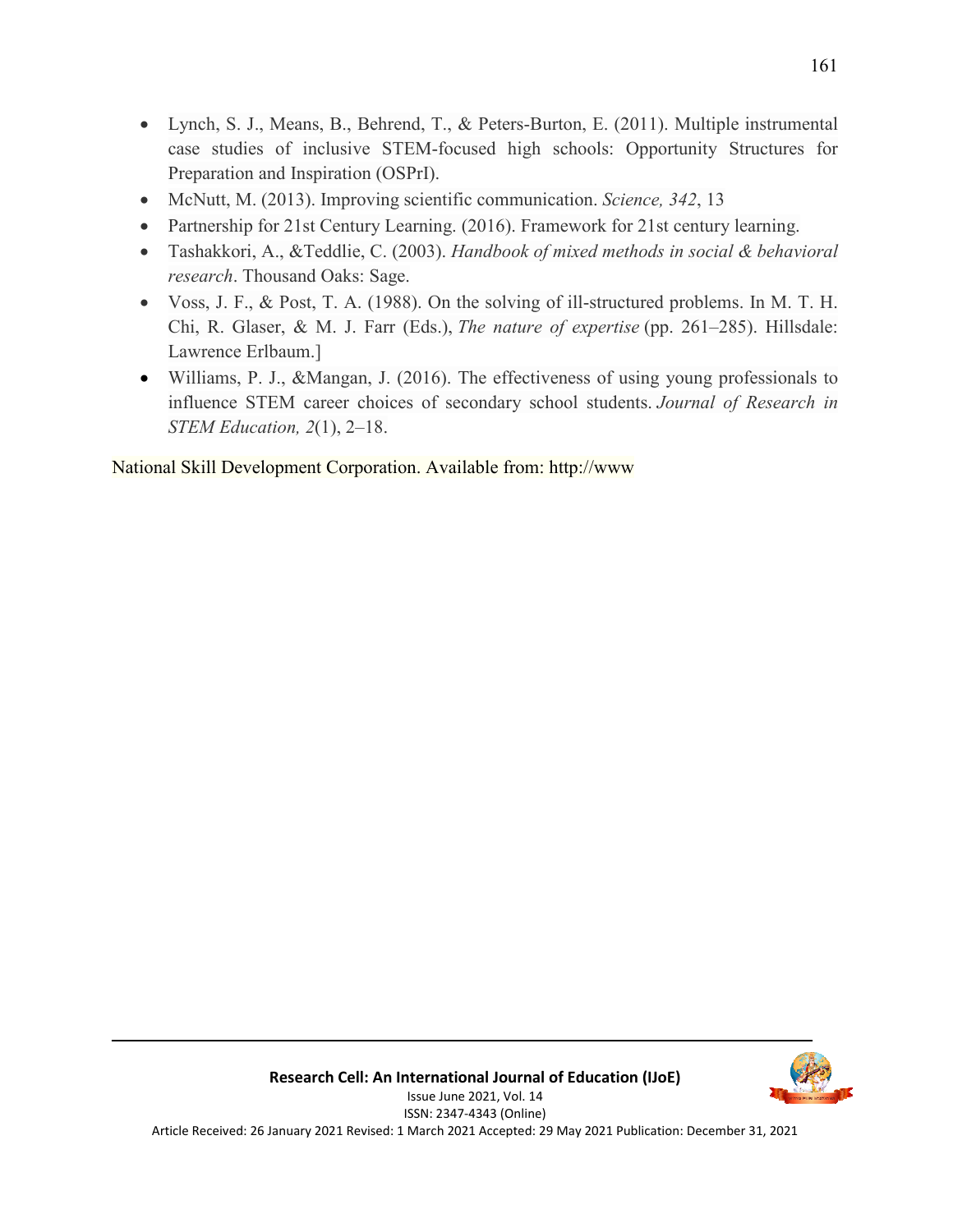- Lynch, S. J., Means, B., Behrend, T., & Peters-Burton, E. (2011). Multiple instrumental case studies of inclusive STEM-focused high schools: Opportunity Structures for Preparation and Inspiration (OSPrI).
- McNutt, M. (2013). Improving scientific communication. *Science, 342*, 13
- Partnership for 21st Century Learning. (2016). Framework for 21st century learning.
- Tashakkori, A., &Teddlie, C. (2003). *Handbook of mixed methods in social & behavioral research*. Thousand Oaks: Sage.
- Voss, J. F., & Post, T. A. (1988). On the solving of ill-structured problems. In M. T. H. Chi, R. Glaser, & M. J. Farr (Eds.), *The nature of expertise* (pp. 261–285). Hillsdale: Lawrence Erlbaum.]
- Williams, P. J., &Mangan, J. (2016). The effectiveness of using young professionals to influence STEM career choices of secondary school students. *Journal of Research in STEM Education, 2*(1), 2–18.

National Skill Development Corporation. Available from: http://www